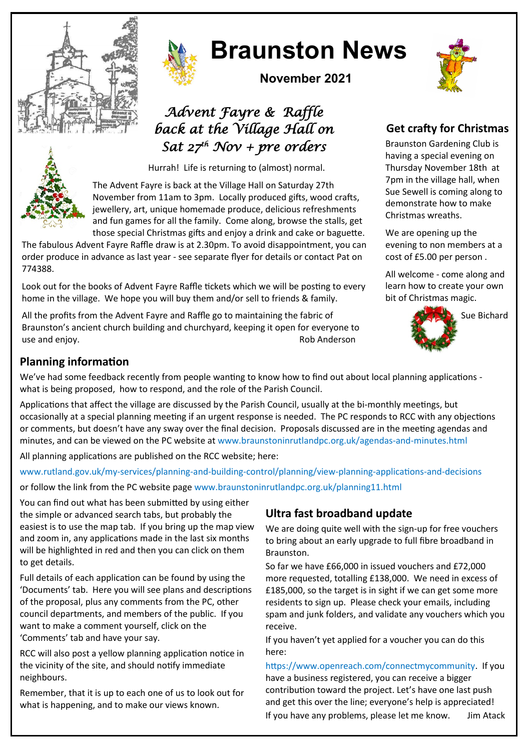# Braunston News

**November 2021**

## *Advent Fayre & Raffle back at the Village Hall on Sat 27th Nov + pre orders*

Hurrah! Life is returning to (almost) normal.

The Advent Fayre is back at the Village Hall on Saturday 27th November from 11am to 3pm. Locally produced gifts, wood crafts, jewellery, art, unique homemade produce, delicious refreshments and fun games for all the family. Come along, browse the stalls, get those special Christmas gifts and enjoy a drink and cake or baguette. The fabulous Advent Fayre Raffle draw is at 2.30pm. To avoid disappointment, you can order produce in advance as last year - see separate flyer for details or contact Pat on 774388.

Look out for the books of Advent Fayre Raffle tickets which we will be posting to every home in the village. We hope you will buy them and/or sell to friends & family.

All the profits from the Advent Fayre and Raffle go to maintaining the fabric of Braunston's ancient church building and churchyard, keeping it open for everyone to use and enjoy.

Rob Anderson

## Get crafty for Christmas

Braunston Gardening Club is having a special evening on Thursday November 18th at 7pm in the village hall, when Sue Sewell is coming along to demonstrate how to make Christmas wreaths.

We are opening up the evening to non members at a cost of £5.00 per person .

All welcome - come along and learn how to create your own bit of Christmas magic.

Sue Bichard

## Planning information

We've had some feedback recently from people wanting to know how to find out about local planning applications - what is being proposed, how to respond, and the role of the Parish Council.

Applications that affect the village are discussed by the Parish Council, usually at the bi-monthly meetings, but occasionally at a special planning meeting if an urgent response is needed. The PC responds to RCC with any objections or comments, but doesn't have any sway over the final decision. Proposals discussed are in the meeting agendas and minutes, and can be viewed on the PC website at www.braunstoninrutlandpc.org.uk/agendas-and-minutes.html

All planning applications are published on the RCC website; here:

www.rutland.gov.uk/my-services/planning-and-building-control/planning/view-planning-applications-and-decisions

or follow the link from the PC website page www.braunstoninrutlandpc.org.uk/planning11.html

You can find out what has been submitted by using either the simple or advanced search tabs, but probably the easiest is to use the map tab. If you bring up the map view and zoom in, any applications made in the last six months will be highlighted in red and then you can click on them to get details.

Full details of each application can be found by using the 'Documents' tab. Here you will see plans and descriptions of the proposal, plus any comments from the PC, other council departments, and members of the public. If you want to make a comment yourself, click on the 'Comments' tab and have your say.

RCC will also post a yellow planning application notice in the vicinity of the site, and should notify immediate neighbours.

Remember, that it is up to each one of us to look out for what is happening, and to make our views known.

## Ultra fast broadband update

We are doing quite well with the sign-up for free vouchers to bring about an early upgrade to full fibre broadband in Braunston.

So far we have £66,000 in issued vouchers and £72,000 more requested, totalling £138,000. We need in excess of £185,000, so the target is in sight if we can get some more residents to sign up. Please check your emails, including spam and junk folders, and validate any vouchers which you receive.

If you haven't yet applied for a voucher you can do this here:

https://www.openreach.com/connectmycommunity. If you have a business registered, you can receive a bigger contribution toward the project. Let's have one last push and get this over the line; everyone's help is appreciated! If you have any problems, please let me know.

Jim Atack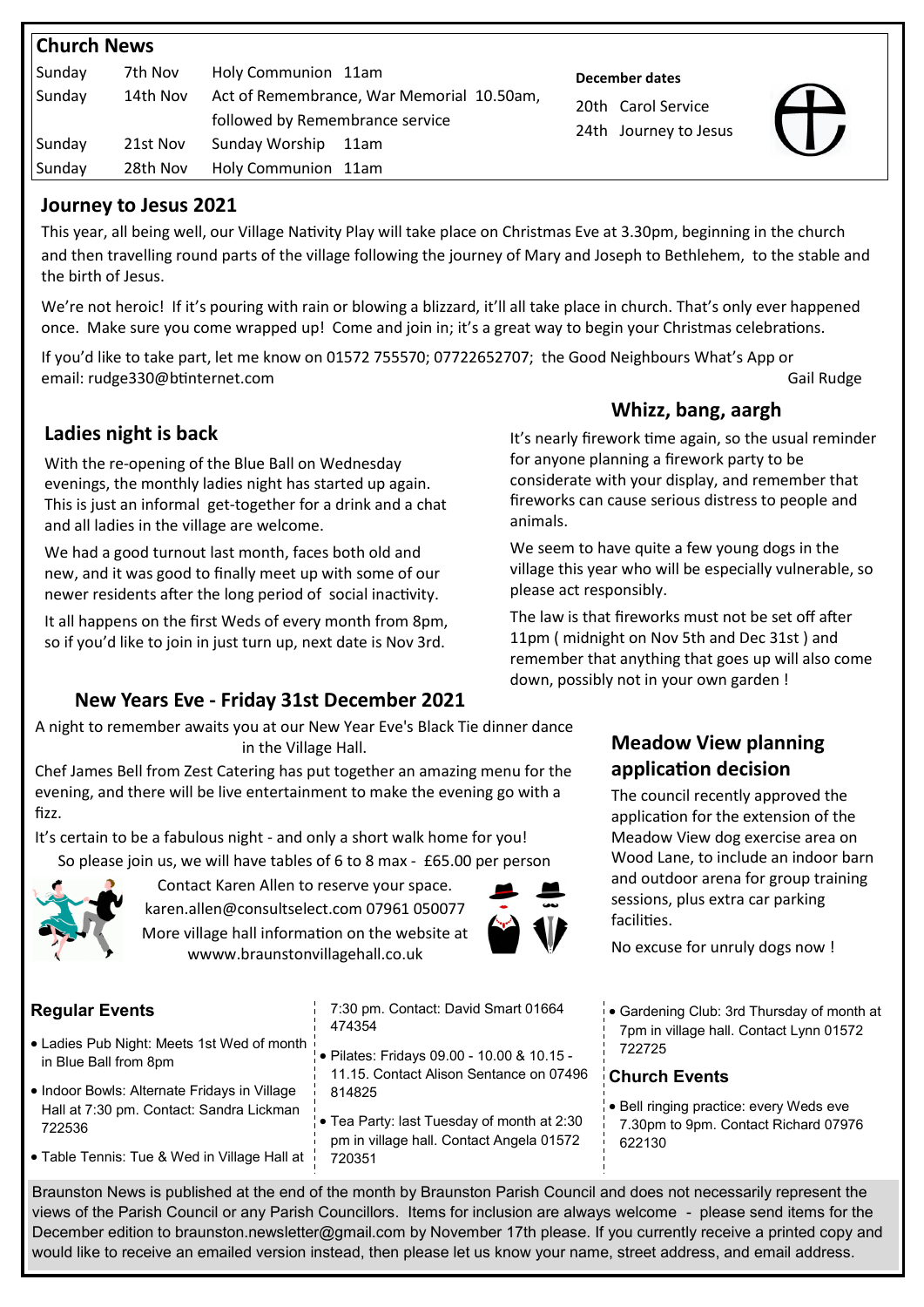## Church News

| | | |
|---|---|---|
| Sunday | 7th Nov | Holy Communion 11am |
| Sunday | 14th Nov | Act of Remembrance, War Memorial 10.50am, followed by Remembrance service |
| Sunday | 21st Nov | Sunday Worship 11am |
| Sunday | 28th Nov | Holy Communion 11am |

**December dates**

20th Carol Service

24th Journey to Jesus

## Journey to Jesus 2021

This year, all being well, our Village Nativity Play will take place on Christmas Eve at 3.30pm, beginning in the church and then travelling round parts of the village following the journey of Mary and Joseph to Bethlehem, to the stable and the birth of Jesus.

We're not heroic! If it's pouring with rain or blowing a blizzard, it'll all take place in church. That's only ever happened once. Make sure you come wrapped up! Come and join in; it's a great way to begin your Christmas celebrations.

If you'd like to take part, let me know on 01572 755570; 07722652707; the Good Neighbours What's App or email: rudge330@btinternet.com

Gail Rudge

## Ladies night is back

With the re-opening of the Blue Ball on Wednesday evenings, the monthly ladies night has started up again. This is just an informal get-together for a drink and a chat and all ladies in the village are welcome.

We had a good turnout last month, faces both old and new, and it was good to finally meet up with some of our newer residents after the long period of social inactivity.

It all happens on the first Weds of every month from 8pm, so if you'd like to join in just turn up, next date is Nov 3rd.

## Whizz, bang, aargh

It's nearly firework time again, so the usual reminder for anyone planning a firework party to be considerate with your display, and remember that fireworks can cause serious distress to people and animals.

We seem to have quite a few young dogs in the village this year who will be especially vulnerable, so please act responsibly.

The law is that fireworks must not be set off after 11pm ( midnight on Nov 5th and Dec 31st ) and remember that anything that goes up will also come down, possibly not in your own garden !

## New Years Eve - Friday 31st December 2021

A night to remember awaits you at our New Year Eve's Black Tie dinner dance in the Village Hall.

Chef James Bell from Zest Catering has put together an amazing menu for the evening, and there will be live entertainment to make the evening go with a fizz.

It's certain to be a fabulous night - and only a short walk home for you!

So please join us, we will have tables of 6 to 8 max - £65.00 per person

Contact Karen Allen to reserve your space.
karen.allen@consultselect.com 07961 050077
More village hall information on the website at
wwww.braunstonvillagehall.co.uk

## Meadow View planning application decision

The council recently approved the application for the extension of the Meadow View dog exercise area on Wood Lane, to include an indoor barn and outdoor arena for group training sessions, plus extra car parking facilities.

No excuse for unruly dogs now !

## Regular Events

- Ladies Pub Night: Meets 1st Wed of month in Blue Ball from 8pm
- Indoor Bowls: Alternate Fridays in Village Hall at 7:30 pm. Contact: Sandra Lickman 722536
- Table Tennis: Tue & Wed in Village Hall at 7:30 pm. Contact: David Smart 01664 474354
- Pilates: Fridays 09.00 - 10.00 & 10.15 - 11.15. Contact Alison Sentance on 07496 814825
- Tea Party: last Tuesday of month at 2:30 pm in village hall. Contact Angela 01572 720351
- Gardening Club: 3rd Thursday of month at 7pm in village hall. Contact Lynn 01572 722725

## Church Events

- Bell ringing practice: every Weds eve 7.30pm to 9pm. Contact Richard 07976 622130

Braunston News is published at the end of the month by Braunston Parish Council and does not necessarily represent the views of the Parish Council or any Parish Councillors. Items for inclusion are always welcome - please send items for the December edition to braunston.newsletter@gmail.com by November 17th please. If you currently receive a printed copy and would like to receive an emailed version instead, then please let us know your name, street address, and email address.